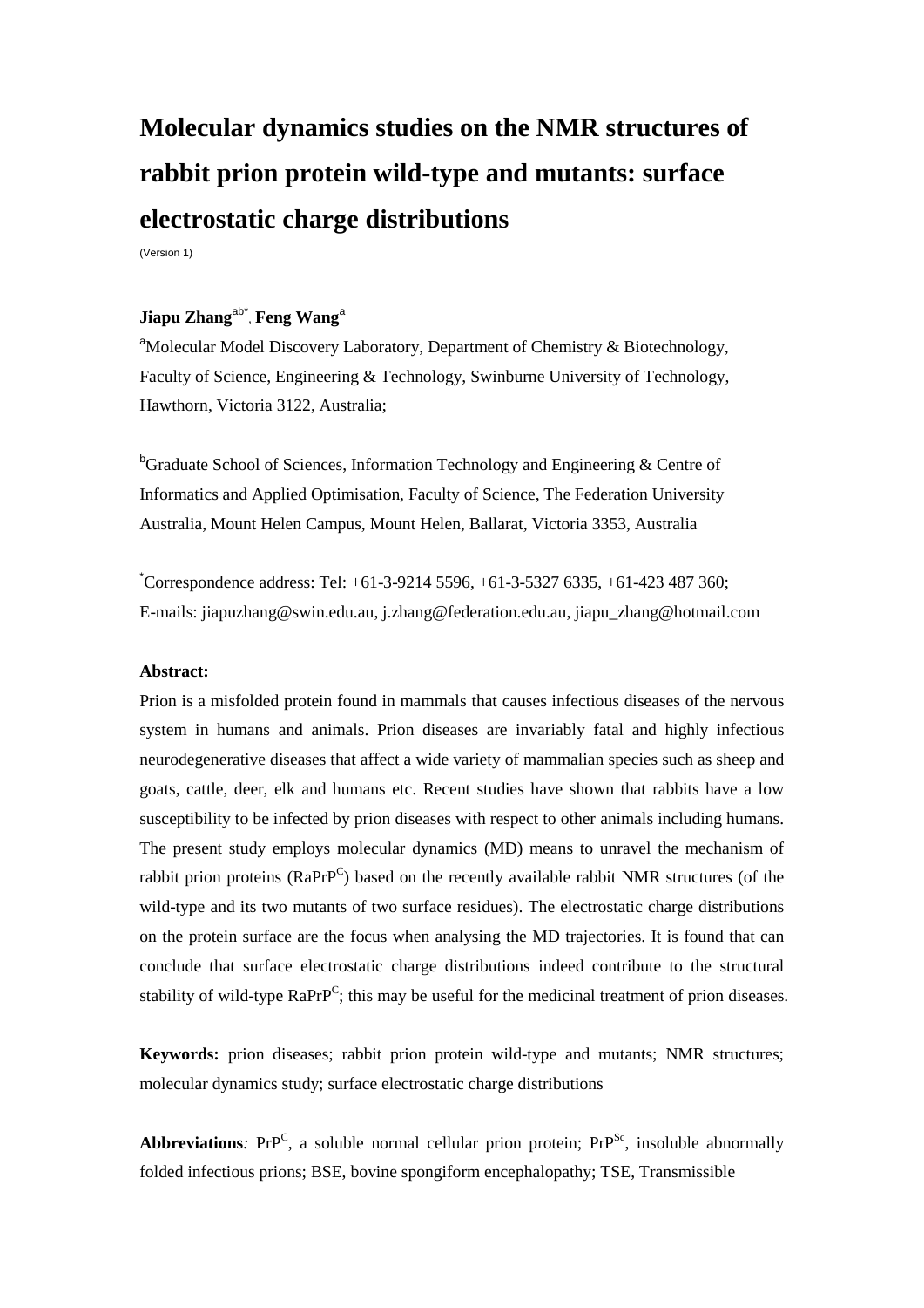# Molecular dynamics studies on the NMR structures of rabbit prion protein wild-type and mutants: surface electrostatic charge distributions

(Version 1)

**Jiapu Zhang**[ab*], **Feng Wang**[a]

[a]Molecular Model Discovery Laboratory, Department of Chemistry & Biotechnology, Faculty of Science, Engineering & Technology, Swinburne University of Technology, Hawthorn, Victoria 3122, Australia;

[b]Graduate School of Sciences, Information Technology and Engineering & Centre of Informatics and Applied Optimisation, Faculty of Science, The Federation University Australia, Mount Helen Campus, Mount Helen, Ballarat, Victoria 3353, Australia

[*]Correspondence address: Tel: +61-3-9214 5596, +61-3-5327 6335, +61-423 487 360; E-mails: jiapuzhang@swin.edu.au, j.zhang@federation.edu.au, jiapu_zhang@hotmail.com

**Abstract:**

Prion is a misfolded protein found in mammals that causes infectious diseases of the nervous system in humans and animals. Prion diseases are invariably fatal and highly infectious neurodegenerative diseases that affect a wide variety of mammalian species such as sheep and goats, cattle, deer, elk and humans etc. Recent studies have shown that rabbits have a low susceptibility to be infected by prion diseases with respect to other animals including humans. The present study employs molecular dynamics (MD) means to unravel the mechanism of rabbit prion proteins ($RaPrP^C$) based on the recently available rabbit NMR structures (of the wild-type and its two mutants of two surface residues). The electrostatic charge distributions on the protein surface are the focus when analysing the MD trajectories. It is found that can conclude that surface electrostatic charge distributions indeed contribute to the structural stability of wild-type $RaPrP^C$; this may be useful for the medicinal treatment of prion diseases.

**Keywords:** prion diseases; rabbit prion protein wild-type and mutants; NMR structures; molecular dynamics study; surface electrostatic charge distributions

**Abbreviations***:* $PrP^C$, a soluble normal cellular prion protein; $PrP^{Sc}$, insoluble abnormally folded infectious prions; BSE, bovine spongiform encephalopathy; TSE, Transmissible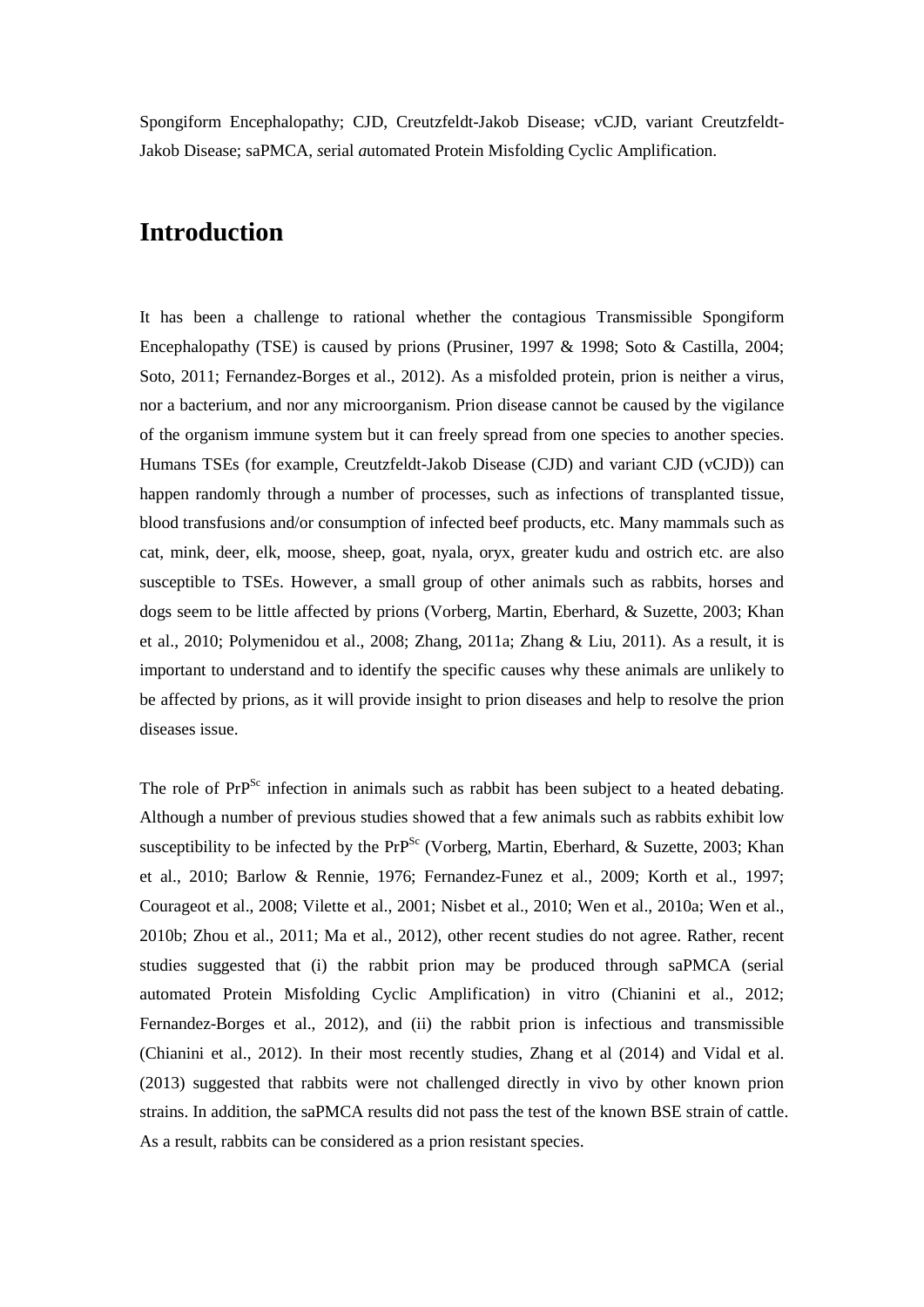Spongiform Encephalopathy; CJD, Creutzfeldt-Jakob Disease; vCJD, variant Creutzfeldt-Jakob Disease; saPMCA, *s*erial *a*utomated Protein Misfolding Cyclic Amplification.

# Introduction

It has been a challenge to rational whether the contagious Transmissible Spongiform Encephalopathy (TSE) is caused by prions (Prusiner, 1997 & 1998; Soto & Castilla, 2004; Soto, 2011; Fernandez-Borges et al., 2012). As a misfolded protein, prion is neither a virus, nor a bacterium, and nor any microorganism. Prion disease cannot be caused by the vigilance of the organism immune system but it can freely spread from one species to another species. Humans TSEs (for example, Creutzfeldt-Jakob Disease (CJD) and variant CJD (vCJD)) can happen randomly through a number of processes, such as infections of transplanted tissue, blood transfusions and/or consumption of infected beef products, etc. Many mammals such as cat, mink, deer, elk, moose, sheep, goat, nyala, oryx, greater kudu and ostrich etc. are also susceptible to TSEs. However, a small group of other animals such as rabbits, horses and dogs seem to be little affected by prions (Vorberg, Martin, Eberhard, & Suzette, 2003; Khan et al., 2010; Polymenidou et al., 2008; Zhang, 2011a; Zhang & Liu, 2011). As a result, it is important to understand and to identify the specific causes why these animals are unlikely to be affected by prions, as it will provide insight to prion diseases and help to resolve the prion diseases issue.

The role of $PrP^{Sc}$ infection in animals such as rabbit has been subject to a heated debating. Although a number of previous studies showed that a few animals such as rabbits exhibit low susceptibility to be infected by the $PrP^{Sc}$ (Vorberg, Martin, Eberhard, & Suzette, 2003; Khan et al., 2010; Barlow & Rennie, 1976; Fernandez-Funez et al., 2009; Korth et al., 1997; Courageot et al., 2008; Vilette et al., 2001; Nisbet et al., 2010; Wen et al., 2010a; Wen et al., 2010b; Zhou et al., 2011; Ma et al., 2012), other recent studies do not agree. Rather, recent studies suggested that (i) the rabbit prion may be produced through saPMCA (serial automated Protein Misfolding Cyclic Amplification) in vitro (Chianini et al., 2012; Fernandez-Borges et al., 2012), and (ii) the rabbit prion is infectious and transmissible (Chianini et al., 2012). In their most recently studies, Zhang et al (2014) and Vidal et al. (2013) suggested that rabbits were not challenged directly in vivo by other known prion strains. In addition, the saPMCA results did not pass the test of the known BSE strain of cattle. As a result, rabbits can be considered as a prion resistant species.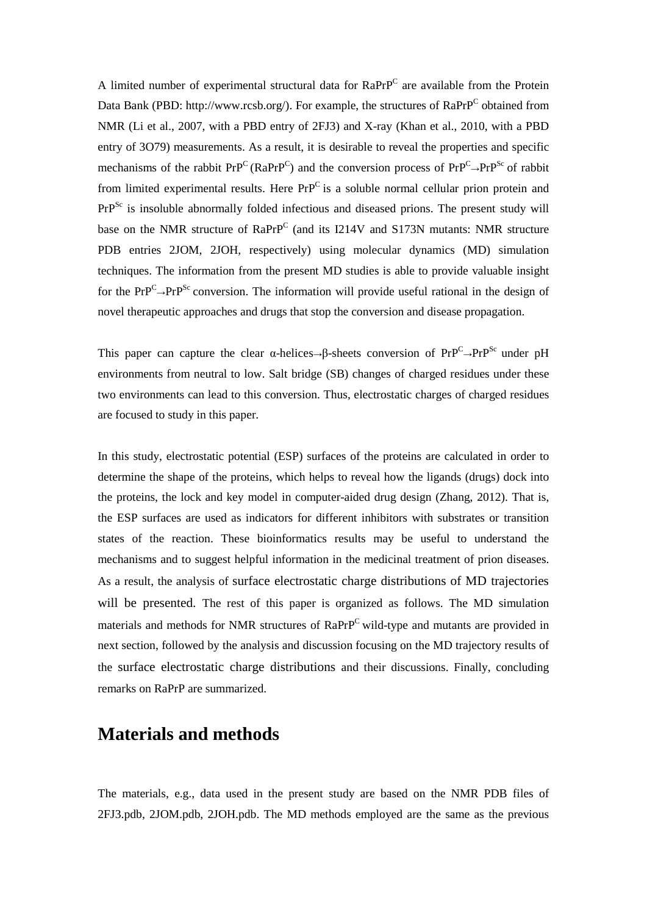A limited number of experimental structural data for $RaPrP^C$ are available from the Protein Data Bank (PBD: http://www.rcsb.org/). For example, the structures of $RaPrP^C$ obtained from NMR (Li et al., 2007, with a PBD entry of 2FJ3) and X-ray (Khan et al., 2010, with a PBD entry of 3O79) measurements. As a result, it is desirable to reveal the properties and specific mechanisms of the rabbit $PrP^C$ ($RaPrP^C$) and the conversion process of $PrP^C \rightarrow PrP^{Sc}$ of rabbit from limited experimental results. Here $PrP^C$ is a soluble normal cellular prion protein and $PrP^{Sc}$ is insoluble abnormally folded infectious and diseased prions. The present study will base on the NMR structure of $RaPrP^C$ (and its I214V and S173N mutants: NMR structure PDB entries 2JOM, 2JOH, respectively) using molecular dynamics (MD) simulation techniques. The information from the present MD studies is able to provide valuable insight for the $PrP^C \rightarrow PrP^{Sc}$ conversion. The information will provide useful rational in the design of novel therapeutic approaches and drugs that stop the conversion and disease propagation.

This paper can capture the clear α-helices→β-sheets conversion of $PrP^C \rightarrow PrP^{Sc}$ under pH environments from neutral to low. Salt bridge (SB) changes of charged residues under these two environments can lead to this conversion. Thus, electrostatic charges of charged residues are focused to study in this paper.

In this study, electrostatic potential (ESP) surfaces of the proteins are calculated in order to determine the shape of the proteins, which helps to reveal how the ligands (drugs) dock into the proteins, the lock and key model in computer-aided drug design (Zhang, 2012). That is, the ESP surfaces are used as indicators for different inhibitors with substrates or transition states of the reaction. These bioinformatics results may be useful to understand the mechanisms and to suggest helpful information in the medicinal treatment of prion diseases. As a result, the analysis of surface electrostatic charge distributions of MD trajectories will be presented. The rest of this paper is organized as follows. The MD simulation materials and methods for NMR structures of $RaPrP^C$ wild-type and mutants are provided in next section, followed by the analysis and discussion focusing on the MD trajectory results of the surface electrostatic charge distributions and their discussions. Finally, concluding remarks on RaPrP are summarized.

## Materials and methods

The materials, e.g., data used in the present study are based on the NMR PDB files of 2FJ3.pdb, 2JOM.pdb, 2JOH.pdb. The MD methods employed are the same as the previous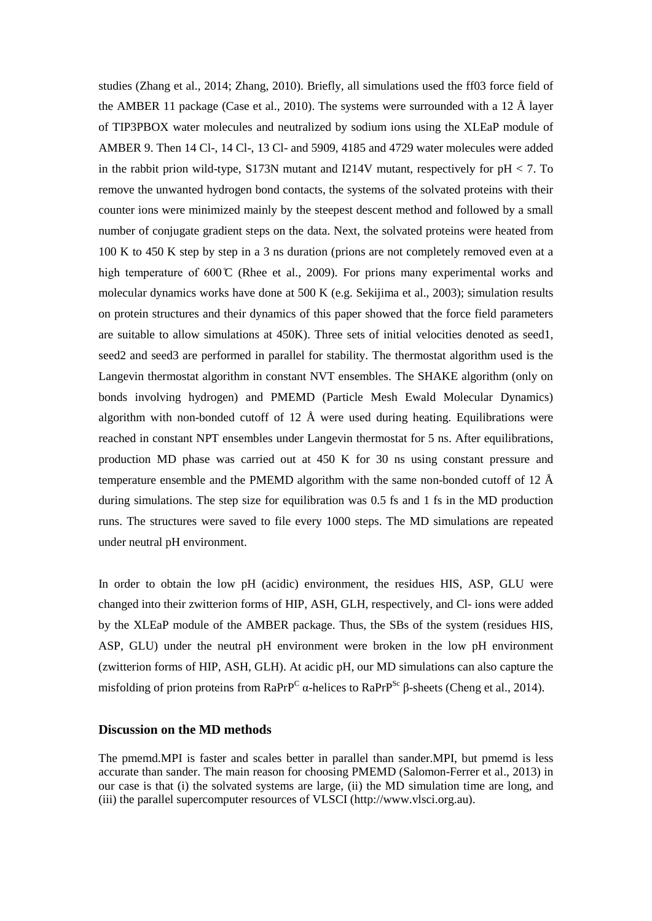studies (Zhang et al., 2014; Zhang, 2010). Briefly, all simulations used the ff03 force field of the AMBER 11 package (Case et al., 2010). The systems were surrounded with a 12 Å layer of TIP3PBOX water molecules and neutralized by sodium ions using the XLEaP module of AMBER 9. Then 14 Cl-, 14 Cl-, 13 Cl- and 5909, 4185 and 4729 water molecules were added in the rabbit prion wild-type, S173N mutant and I214V mutant, respectively for pH < 7. To remove the unwanted hydrogen bond contacts, the systems of the solvated proteins with their counter ions were minimized mainly by the steepest descent method and followed by a small number of conjugate gradient steps on the data. Next, the solvated proteins were heated from 100 K to 450 K step by step in a 3 ns duration (prions are not completely removed even at a high temperature of 600℃ (Rhee et al., 2009). For prions many experimental works and molecular dynamics works have done at 500 K (e.g. Sekijima et al., 2003); simulation results on protein structures and their dynamics of this paper showed that the force field parameters are suitable to allow simulations at 450K). Three sets of initial velocities denoted as seed1, seed2 and seed3 are performed in parallel for stability. The thermostat algorithm used is the Langevin thermostat algorithm in constant NVT ensembles. The SHAKE algorithm (only on bonds involving hydrogen) and PMEMD (Particle Mesh Ewald Molecular Dynamics) algorithm with non-bonded cutoff of 12 Å were used during heating. Equilibrations were reached in constant NPT ensembles under Langevin thermostat for 5 ns. After equilibrations, production MD phase was carried out at 450 K for 30 ns using constant pressure and temperature ensemble and the PMEMD algorithm with the same non-bonded cutoff of 12 Å during simulations. The step size for equilibration was 0.5 fs and 1 fs in the MD production runs. The structures were saved to file every 1000 steps. The MD simulations are repeated under neutral pH environment.

In order to obtain the low pH (acidic) environment, the residues HIS, ASP, GLU were changed into their zwitterion forms of HIP, ASH, GLH, respectively, and Cl- ions were added by the XLEaP module of the AMBER package. Thus, the SBs of the system (residues HIS, ASP, GLU) under the neutral pH environment were broken in the low pH environment (zwitterion forms of HIP, ASH, GLH). At acidic pH, our MD simulations can also capture the misfolding of prion proteins from $RaPrP^{C}$ α-helices to $RaPrP^{Sc}$ β-sheets (Cheng et al., 2014).

## Discussion on the MD methods

The pmemd.MPI is faster and scales better in parallel than sander.MPI, but pmemd is less accurate than sander. The main reason for choosing PMEMD (Salomon-Ferrer et al., 2013) in our case is that (i) the solvated systems are large, (ii) the MD simulation time are long, and (iii) the parallel supercomputer resources of VLSCI (http://www.vlsci.org.au).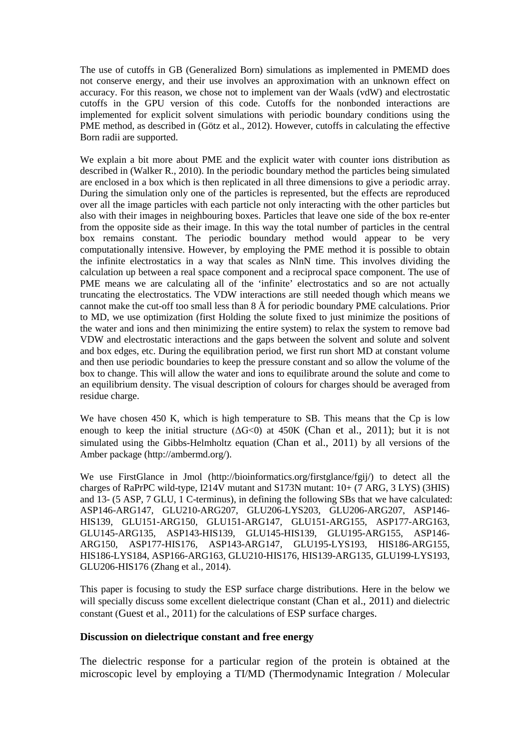The use of cutoffs in GB (Generalized Born) simulations as implemented in PMEMD does not conserve energy, and their use involves an approximation with an unknown effect on accuracy. For this reason, we chose not to implement van der Waals (vdW) and electrostatic cutoffs in the GPU version of this code. Cutoffs for the nonbonded interactions are implemented for explicit solvent simulations with periodic boundary conditions using the PME method, as described in (Götz et al., 2012). However, cutoffs in calculating the effective Born radii are supported.

We explain a bit more about PME and the explicit water with counter ions distribution as described in (Walker R., 2010). In the periodic boundary method the particles being simulated are enclosed in a box which is then replicated in all three dimensions to give a periodic array. During the simulation only one of the particles is represented, but the effects are reproduced over all the image particles with each particle not only interacting with the other particles but also with their images in neighbouring boxes. Particles that leave one side of the box re-enter from the opposite side as their image. In this way the total number of particles in the central box remains constant. The periodic boundary method would appear to be very computationally intensive. However, by employing the PME method it is possible to obtain the infinite electrostatics in a way that scales as NlnN time. This involves dividing the calculation up between a real space component and a reciprocal space component. The use of PME means we are calculating all of the 'infinite' electrostatics and so are not actually truncating the electrostatics. The VDW interactions are still needed though which means we cannot make the cut-off too small less than 8 Å for periodic boundary PME calculations. Prior to MD, we use optimization (first Holding the solute fixed to just minimize the positions of the water and ions and then minimizing the entire system) to relax the system to remove bad VDW and electrostatic interactions and the gaps between the solvent and solute and solvent and box edges, etc. During the equilibration period, we first run short MD at constant volume and then use periodic boundaries to keep the pressure constant and so allow the volume of the box to change. This will allow the water and ions to equilibrate around the solute and come to an equilibrium density. The visual description of colours for charges should be averaged from residue charge.

We have chosen 450 K, which is high temperature to SB. This means that the Cp is low enough to keep the initial structure ($\Delta G<0$) at 450K (Chan et al., 2011); but it is not simulated using the Gibbs-Helmholtz equation (Chan et al., 2011) by all versions of the Amber package (http://ambermd.org/).

We use FirstGlance in Jmol (http://bioinformatics.org/firstglance/fgij/) to detect all the charges of RaPrPC wild-type, I214V mutant and S173N mutant: 10+ (7 ARG, 3 LYS) (3HIS) and 13- (5 ASP, 7 GLU, 1 C-terminus), in defining the following SBs that we have calculated: ASP146-ARG147, GLU210-ARG207, GLU206-LYS203, GLU206-ARG207, ASP146-HIS139, GLU151-ARG150, GLU151-ARG147, GLU151-ARG155, ASP177-ARG163, GLU145-ARG135, ASP143-HIS139, GLU145-HIS139, GLU195-ARG155, ASP146-ARG150, ASP177-HIS176, ASP143-ARG147, GLU195-LYS193, HIS186-ARG155, HIS186-LYS184, ASP166-ARG163, GLU210-HIS176, HIS139-ARG135, GLU199-LYS193, GLU206-HIS176 (Zhang et al., 2014).

This paper is focusing to study the ESP surface charge distributions. Here in the below we will specially discuss some excellent dielectrique constant (Chan et al., 2011) and dielectric constant (Guest et al., 2011) for the calculations of ESP surface charges.

### Discussion on dielectrique constant and free energy

The dielectric response for a particular region of the protein is obtained at the microscopic level by employing a TI/MD (Thermodynamic Integration / Molecular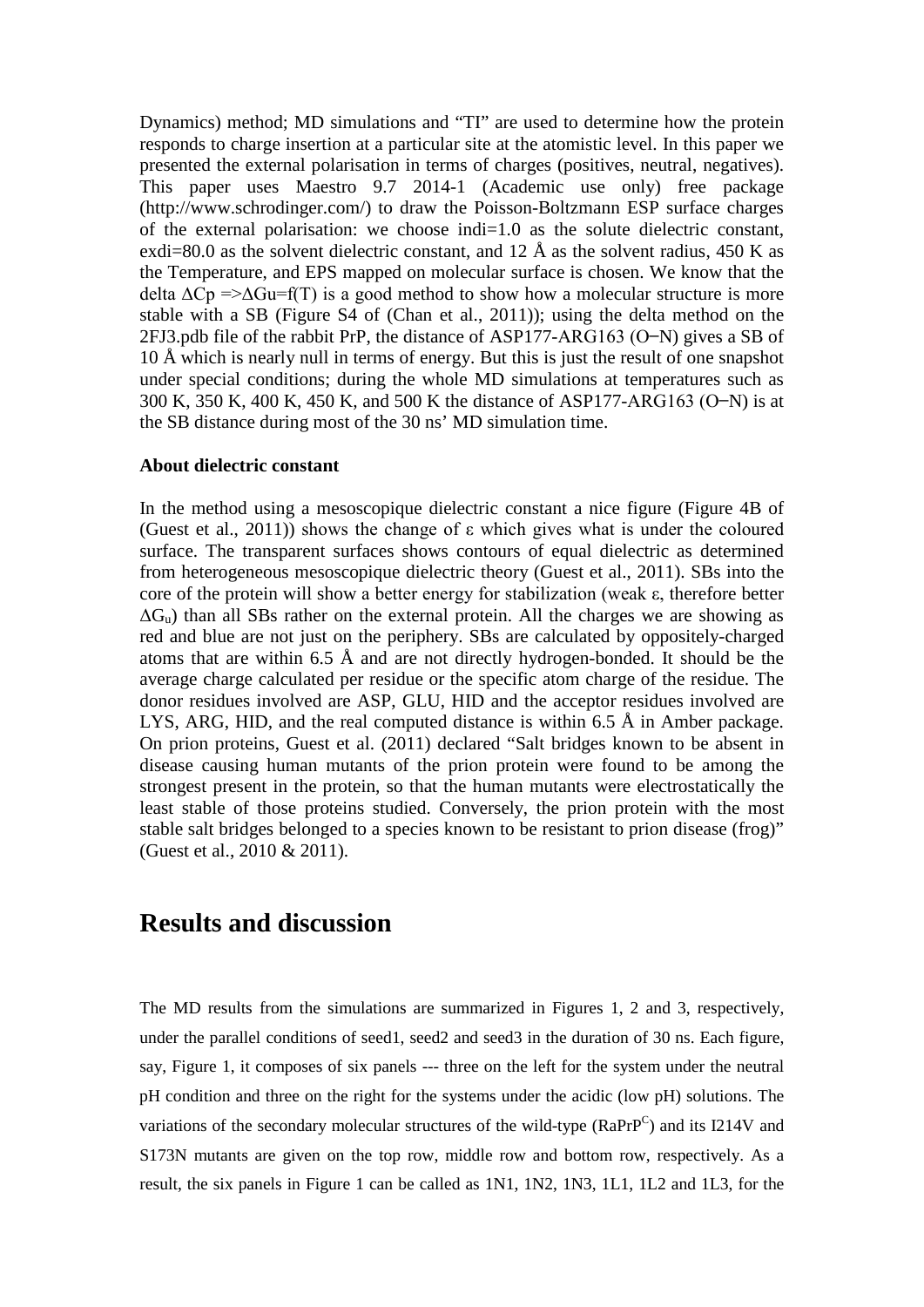Dynamics) method; MD simulations and "TI" are used to determine how the protein responds to charge insertion at a particular site at the atomistic level. In this paper we presented the external polarisation in terms of charges (positives, neutral, negatives). This paper uses Maestro 9.7 2014-1 (Academic use only) free package (http://www.schrodinger.com/) to draw the Poisson-Boltzmann ESP surface charges of the external polarisation: we choose indi=1.0 as the solute dielectric constant, exdi=80.0 as the solvent dielectric constant, and 12 Å as the solvent radius, 450 K as the Temperature, and EPS mapped on molecular surface is chosen. We know that the delta $\Delta Cp \Rightarrow \Delta Gu = f(T)$ is a good method to show how a molecular structure is more stable with a SB (Figure S4 of (Chan et al., 2011)); using the delta method on the 2FJ3.pdb file of the rabbit PrP, the distance of ASP177-ARG163 (O─N) gives a SB of 10 Å which is nearly null in terms of energy. But this is just the result of one snapshot under special conditions; during the whole MD simulations at temperatures such as 300 K, 350 K, 400 K, 450 K, and 500 K the distance of ASP177-ARG163 (O─N) is at the SB distance during most of the 30 ns' MD simulation time.

**About dielectric constant**

In the method using a mesoscopique dielectric constant a nice figure (Figure 4B of (Guest et al., 2011)) shows the change of ε which gives what is under the coloured surface. The transparent surfaces shows contours of equal dielectric as determined from heterogeneous mesoscopique dielectric theory (Guest et al., 2011). SBs into the core of the protein will show a better energy for stabilization (weak ε, therefore better $\Delta G_u$) than all SBs rather on the external protein. All the charges we are showing as red and blue are not just on the periphery. SBs are calculated by oppositely-charged atoms that are within 6.5 Å and are not directly hydrogen-bonded. It should be the average charge calculated per residue or the specific atom charge of the residue. The donor residues involved are ASP, GLU, HID and the acceptor residues involved are LYS, ARG, HID, and the real computed distance is within 6.5 Å in Amber package. On prion proteins, Guest et al. (2011) declared "Salt bridges known to be absent in disease causing human mutants of the prion protein were found to be among the strongest present in the protein, so that the human mutants were electrostatically the least stable of those proteins studied. Conversely, the prion protein with the most stable salt bridges belonged to a species known to be resistant to prion disease (frog)" (Guest et al., 2010 & 2011).

# Results and discussion

The MD results from the simulations are summarized in Figures 1, 2 and 3, respectively, under the parallel conditions of seed1, seed2 and seed3 in the duration of 30 ns. Each figure, say, Figure 1, it composes of six panels --- three on the left for the system under the neutral pH condition and three on the right for the systems under the acidic (low pH) solutions. The variations of the secondary molecular structures of the wild-type (RaPrP$^C$) and its I214V and S173N mutants are given on the top row, middle row and bottom row, respectively. As a result, the six panels in Figure 1 can be called as 1N1, 1N2, 1N3, 1L1, 1L2 and 1L3, for the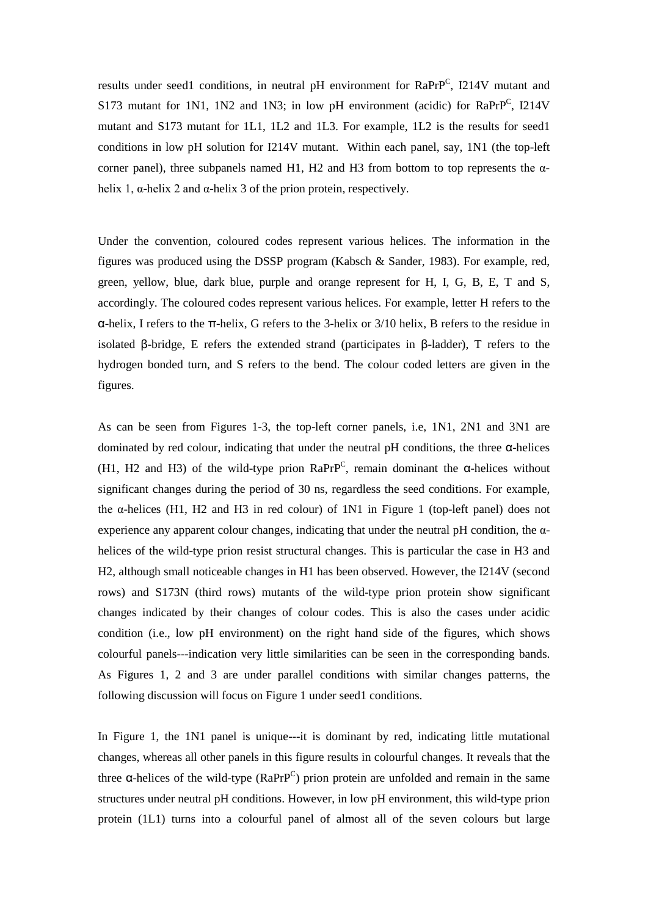results under seed1 conditions, in neutral pH environment for $RaPrP^C$, I214V mutant and S173 mutant for 1N1, 1N2 and 1N3; in low pH environment (acidic) for $RaPrP^C$, I214V mutant and S173 mutant for 1L1, 1L2 and 1L3. For example, 1L2 is the results for seed1 conditions in low pH solution for I214V mutant. Within each panel, say, 1N1 (the top-left corner panel), three subpanels named H1, H2 and H3 from bottom to top represents the α-helix 1, α-helix 2 and α-helix 3 of the prion protein, respectively.

Under the convention, coloured codes represent various helices. The information in the figures was produced using the DSSP program (Kabsch & Sander, 1983). For example, red, green, yellow, blue, dark blue, purple and orange represent for H, I, G, B, E, T and S, accordingly. The coloured codes represent various helices. For example, letter H refers to the α-helix, I refers to the π-helix, G refers to the 3-helix or 3/10 helix, B refers to the residue in isolated β-bridge, E refers the extended strand (participates in β-ladder), T refers to the hydrogen bonded turn, and S refers to the bend. The colour coded letters are given in the figures.

As can be seen from Figures 1-3, the top-left corner panels, i.e, 1N1, 2N1 and 3N1 are dominated by red colour, indicating that under the neutral pH conditions, the three α-helices (H1, H2 and H3) of the wild-type prion $RaPrP^C$, remain dominant the α-helices without significant changes during the period of 30 ns, regardless the seed conditions. For example, the α-helices (H1, H2 and H3 in red colour) of 1N1 in Figure 1 (top-left panel) does not experience any apparent colour changes, indicating that under the neutral pH condition, the α-helices of the wild-type prion resist structural changes. This is particular the case in H3 and H2, although small noticeable changes in H1 has been observed. However, the I214V (second rows) and S173N (third rows) mutants of the wild-type prion protein show significant changes indicated by their changes of colour codes. This is also the cases under acidic condition (i.e., low pH environment) on the right hand side of the figures, which shows colourful panels---indication very little similarities can be seen in the corresponding bands. As Figures 1, 2 and 3 are under parallel conditions with similar changes patterns, the following discussion will focus on Figure 1 under seed1 conditions.

In Figure 1, the 1N1 panel is unique---it is dominant by red, indicating little mutational changes, whereas all other panels in this figure results in colourful changes. It reveals that the three α-helices of the wild-type ($RaPrP^C$) prion protein are unfolded and remain in the same structures under neutral pH conditions. However, in low pH environment, this wild-type prion protein (1L1) turns into a colourful panel of almost all of the seven colours but large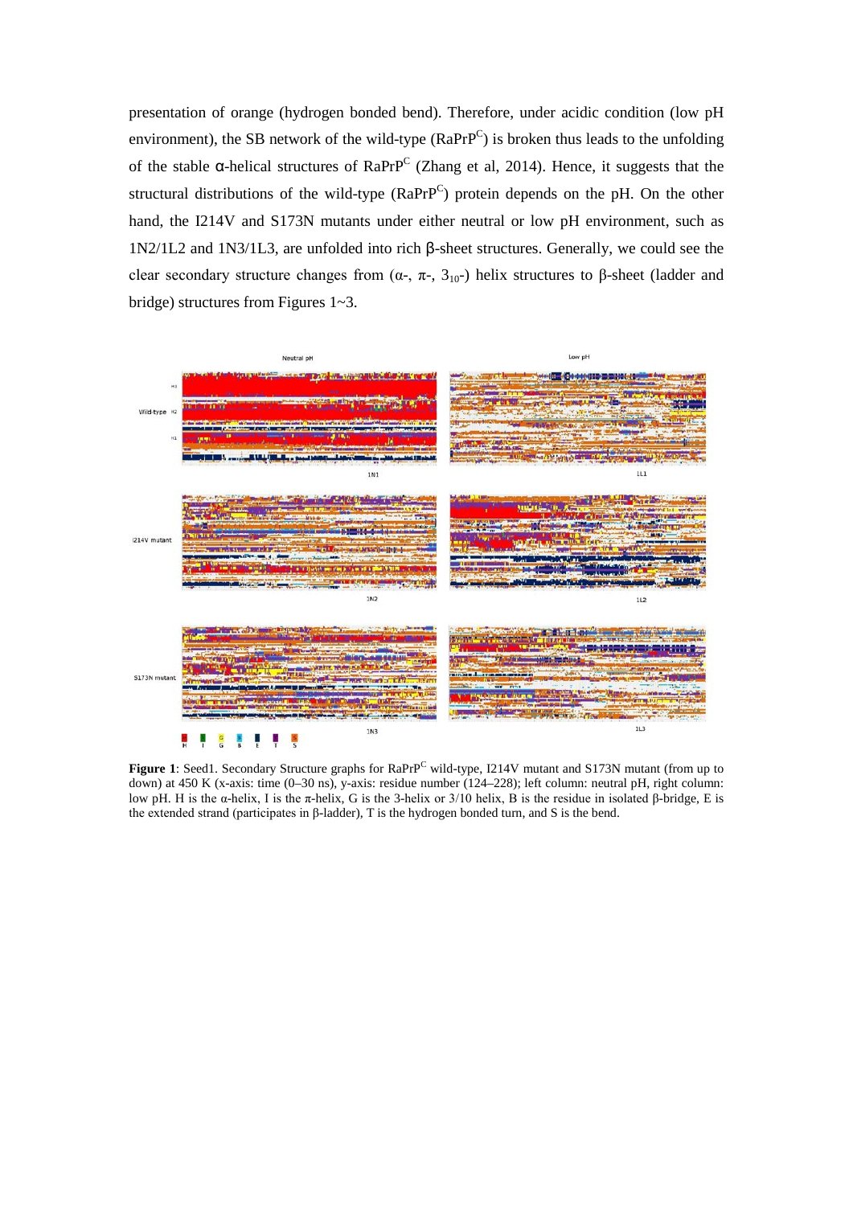presentation of orange (hydrogen bonded bend). Therefore, under acidic condition (low pH environment), the SB network of the wild-type (RaPrP$^C$) is broken thus leads to the unfolding of the stable α-helical structures of RaPrP$^C$ (Zhang et al, 2014). Hence, it suggests that the structural distributions of the wild-type (RaPrP$^C$) protein depends on the pH. On the other hand, the I214V and S173N mutants under either neutral or low pH environment, such as 1N2/1L2 and 1N3/1L3, are unfolded into rich β-sheet structures. Generally, we could see the clear secondary structure changes from (α-, π-, $3_{10}$-) helix structures to β-sheet (ladder and bridge) structures from Figures 1~3.

**Figure 1**: Seed1. Secondary Structure graphs for RaPrP$^C$ wild-type, I214V mutant and S173N mutant (from up to down) at 450 K (x-axis: time (0–30 ns), y-axis: residue number (124–228); left column: neutral pH, right column: low pH. H is the α-helix, I is the π-helix, G is the 3-helix or 3/10 helix, B is the residue in isolated β-bridge, E is the extended strand (participates in β-ladder), T is the hydrogen bonded turn, and S is the bend.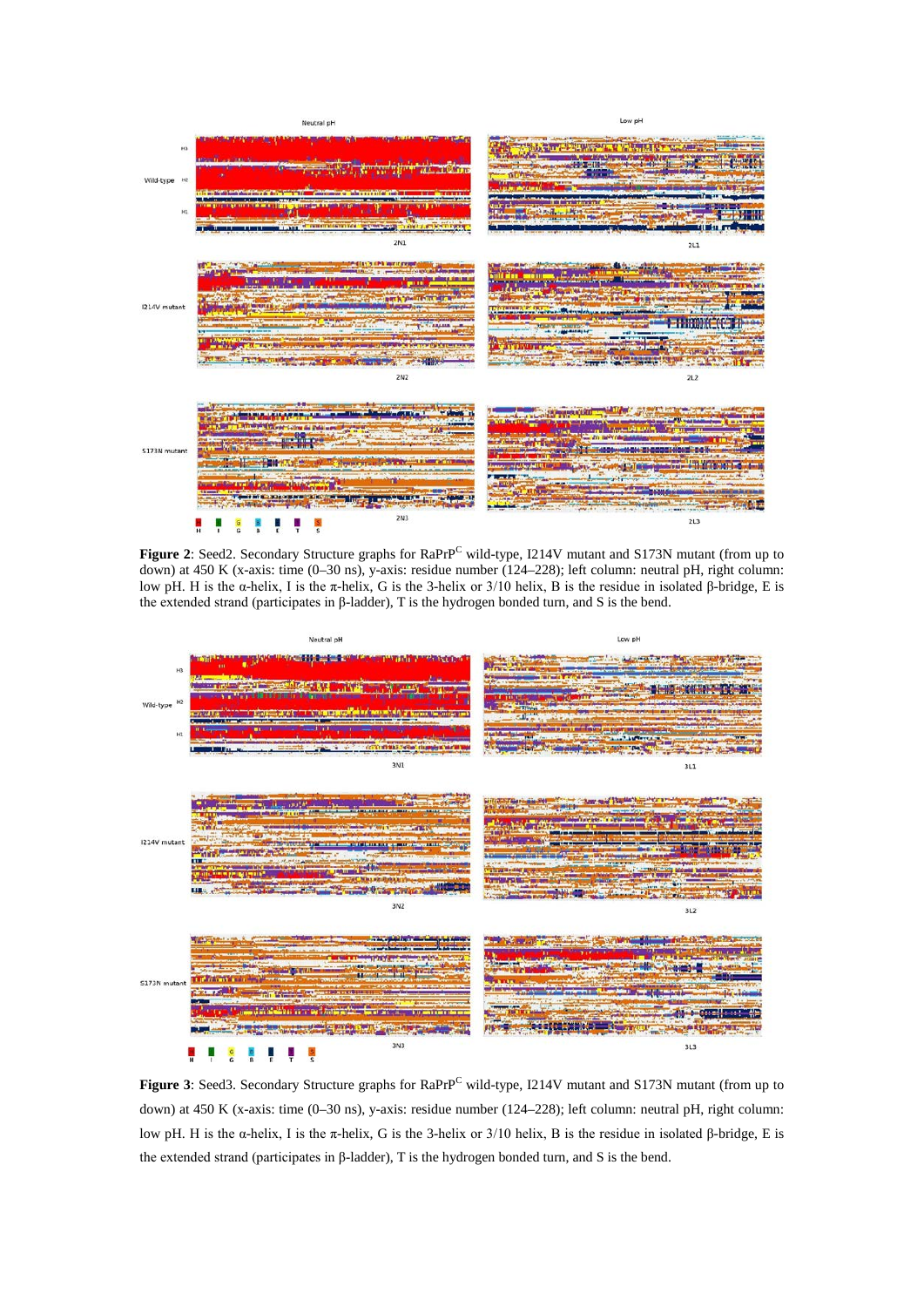**Figure 2**: Seed2. Secondary Structure graphs for RaPrP$^{C}$ wild-type, I214V mutant and S173N mutant (from up to down) at 450 K (x-axis: time (0–30 ns), y-axis: residue number (124–228); left column: neutral pH, right column: low pH. H is the α-helix, I is the π-helix, G is the 3-helix or 3/10 helix, B is the residue in isolated β-bridge, E is the extended strand (participates in β-ladder), T is the hydrogen bonded turn, and S is the bend.

**Figure 3**: Seed3. Secondary Structure graphs for RaPrP$^{C}$ wild-type, I214V mutant and S173N mutant (from up to down) at 450 K (x-axis: time (0–30 ns), y-axis: residue number (124–228); left column: neutral pH, right column: low pH. H is the α-helix, I is the π-helix, G is the 3-helix or 3/10 helix, B is the residue in isolated β-bridge, E is the extended strand (participates in β-ladder), T is the hydrogen bonded turn, and S is the bend.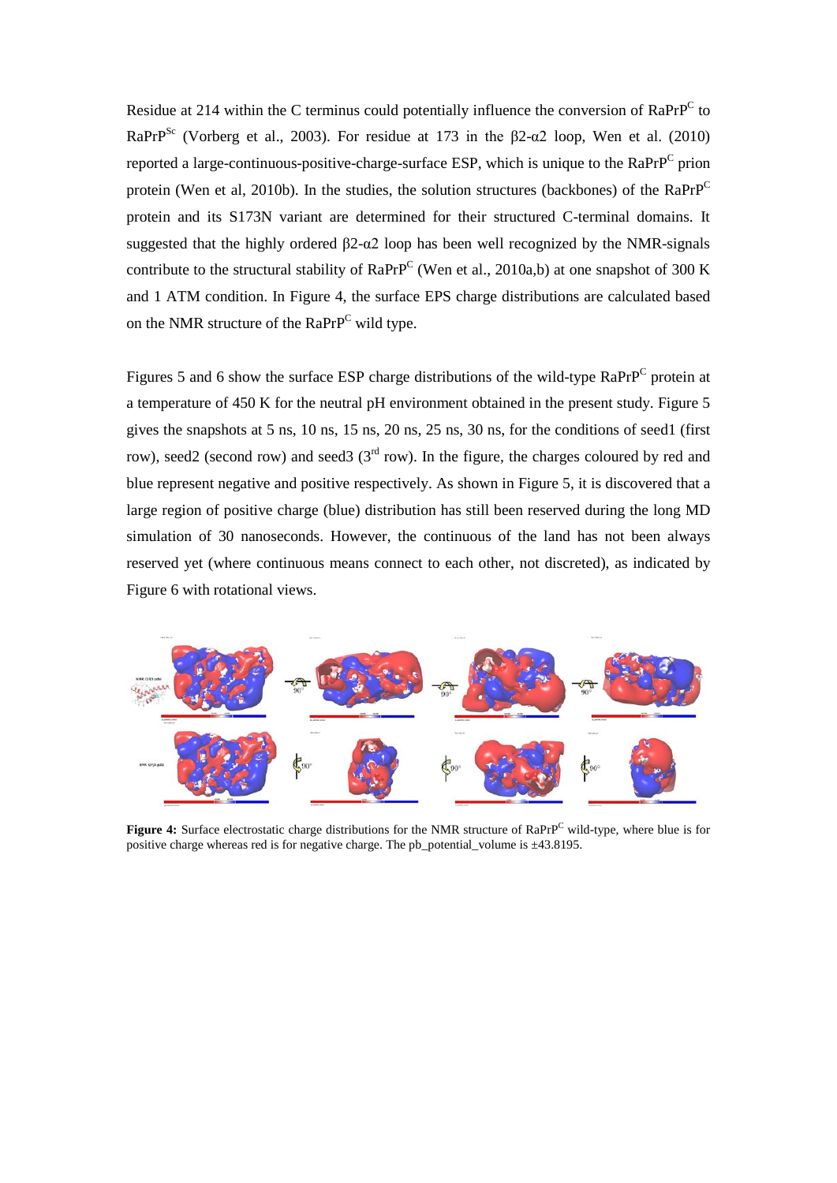Residue at 214 within the C terminus could potentially influence the conversion of $RaPrP^C$ to $RaPrP^{Sc}$ (Vorberg et al., 2003). For residue at 173 in the β2-α2 loop, Wen et al. (2010) reported a large-continuous-positive-charge-surface ESP, which is unique to the $RaPrP^C$ prion protein (Wen et al, 2010b). In the studies, the solution structures (backbones) of the $RaPrP^C$ protein and its S173N variant are determined for their structured C-terminal domains. It suggested that the highly ordered β2-α2 loop has been well recognized by the NMR-signals contribute to the structural stability of $RaPrP^C$ (Wen et al., 2010a,b) at one snapshot of 300 K and 1 ATM condition. In Figure 4, the surface EPS charge distributions are calculated based on the NMR structure of the $RaPrP^C$ wild type.

Figures 5 and 6 show the surface ESP charge distributions of the wild-type $RaPrP^C$ protein at a temperature of 450 K for the neutral pH environment obtained in the present study. Figure 5 gives the snapshots at 5 ns, 10 ns, 15 ns, 20 ns, 25 ns, 30 ns, for the conditions of seed1 (first row), seed2 (second row) and seed3 (3rd row). In the figure, the charges coloured by red and blue represent negative and positive respectively. As shown in Figure 5, it is discovered that a large region of positive charge (blue) distribution has still been reserved during the long MD simulation of 30 nanoseconds. However, the continuous of the land has not been always reserved yet (where continuous means connect to each other, not discreted), as indicated by Figure 6 with rotational views.

**Figure 4:** Surface electrostatic charge distributions for the NMR structure of $RaPrP^C$ wild-type, where blue is for positive charge whereas red is for negative charge. The pb_potential_volume is ±43.8195.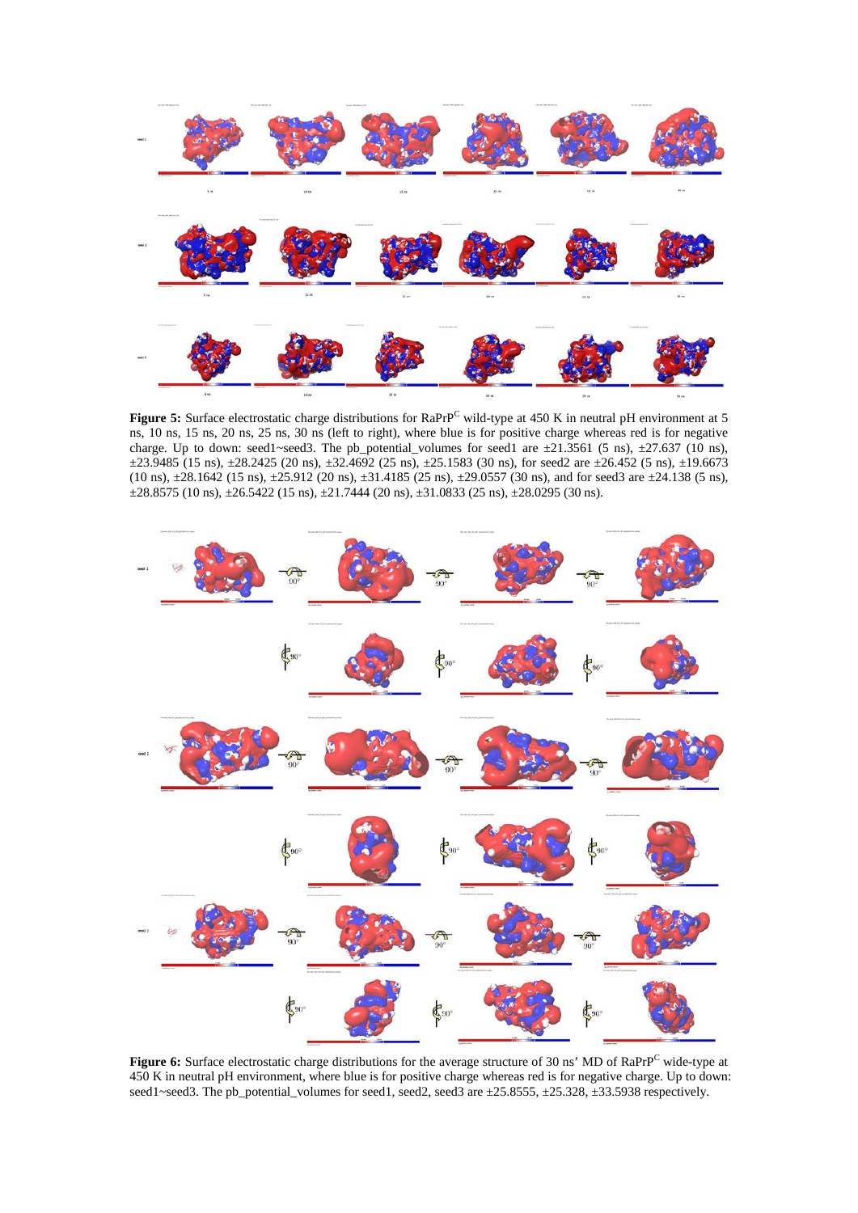**Figure 5:** Surface electrostatic charge distributions for $RaPrP^C$ wild-type at 450 K in neutral pH environment at 5 ns, 10 ns, 15 ns, 20 ns, 25 ns, 30 ns (left to right), where blue is for positive charge whereas red is for negative charge. Up to down: seed1~seed3. The pb_potential_volumes for seed1 are ±21.3561 (5 ns), ±27.637 (10 ns), ±23.9485 (15 ns), ±28.2425 (20 ns), ±32.4692 (25 ns), ±25.1583 (30 ns), for seed2 are ±26.452 (5 ns), ±19.6673 (10 ns), ±28.1642 (15 ns), ±25.912 (20 ns), ±31.4185 (25 ns), ±29.0557 (30 ns), and for seed3 are ±24.138 (5 ns), ±28.8575 (10 ns), ±26.5422 (15 ns), ±21.7444 (20 ns), ±31.0833 (25 ns), ±28.0295 (30 ns).

**Figure 6:** Surface electrostatic charge distributions for the average structure of 30 ns' MD of $RaPrP^C$ wide-type at 450 K in neutral pH environment, where blue is for positive charge whereas red is for negative charge. Up to down: seed1~seed3. The pb_potential_volumes for seed1, seed2, seed3 are ±25.8555, ±25.328, ±33.5938 respectively.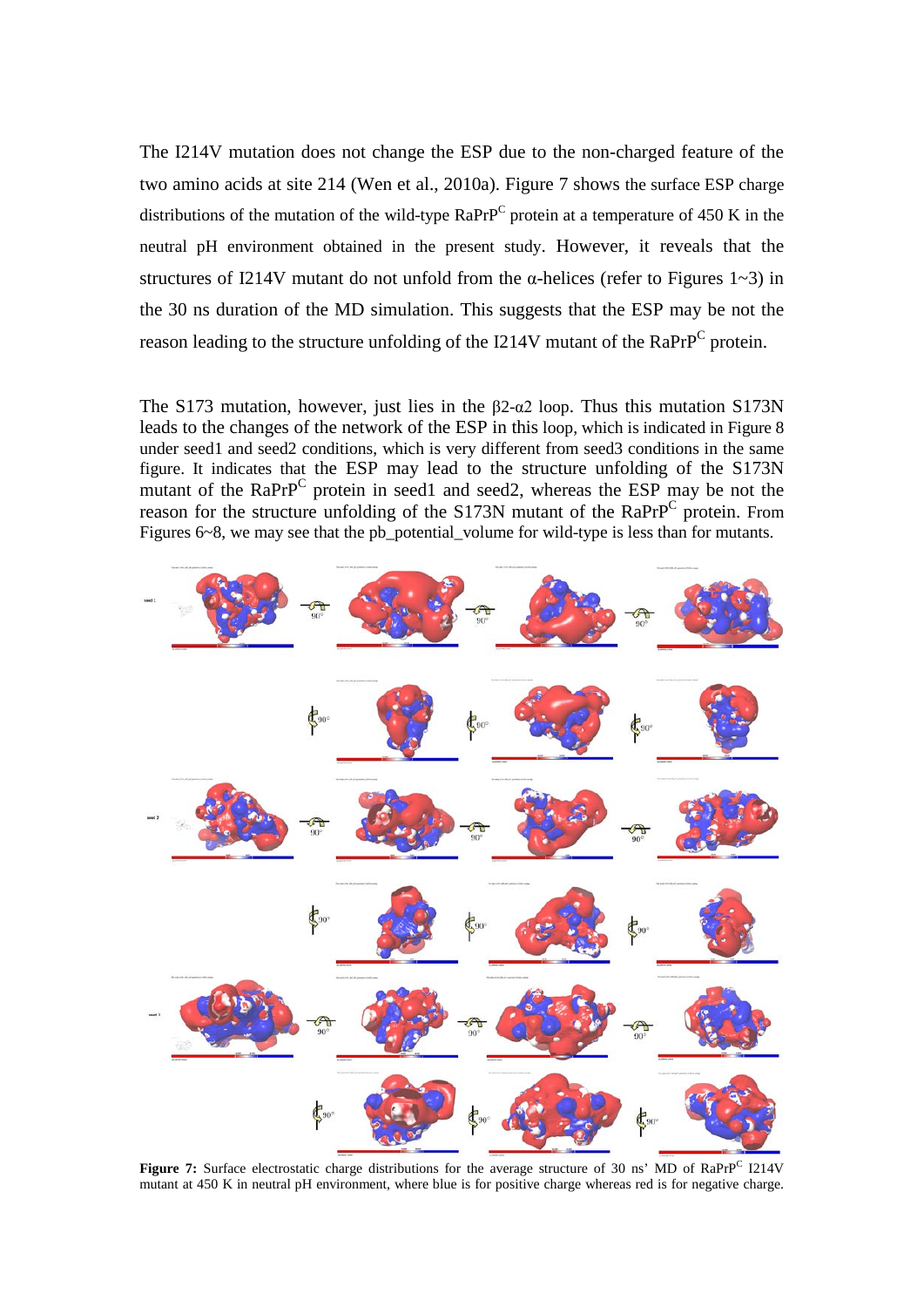The I214V mutation does not change the ESP due to the non-charged feature of the two amino acids at site 214 (Wen et al., 2010a). Figure 7 shows the surface ESP charge distributions of the mutation of the wild-type RaPrP$^{C}$ protein at a temperature of 450 K in the neutral pH environment obtained in the present study. However, it reveals that the structures of I214V mutant do not unfold from the α-helices (refer to Figures 1~3) in the 30 ns duration of the MD simulation. This suggests that the ESP may be not the reason leading to the structure unfolding of the I214V mutant of the RaPrP$^{C}$ protein.

The S173 mutation, however, just lies in the β2-α2 loop. Thus this mutation S173N leads to the changes of the network of the ESP in this loop, which is indicated in Figure 8 under seed1 and seed2 conditions, which is very different from seed3 conditions in the same figure. It indicates that the ESP may lead to the structure unfolding of the S173N mutant of the RaPrP$^{C}$ protein in seed1 and seed2, whereas the ESP may be not the reason for the structure unfolding of the S173N mutant of the RaPrP$^{C}$ protein. From Figures 6~8, we may see that the pb_potential_volume for wild-type is less than for mutants.

**Figure 7:** Surface electrostatic charge distributions for the average structure of 30 ns' MD of RaPrP$^{C}$ I214V mutant at 450 K in neutral pH environment, where blue is for positive charge whereas red is for negative charge.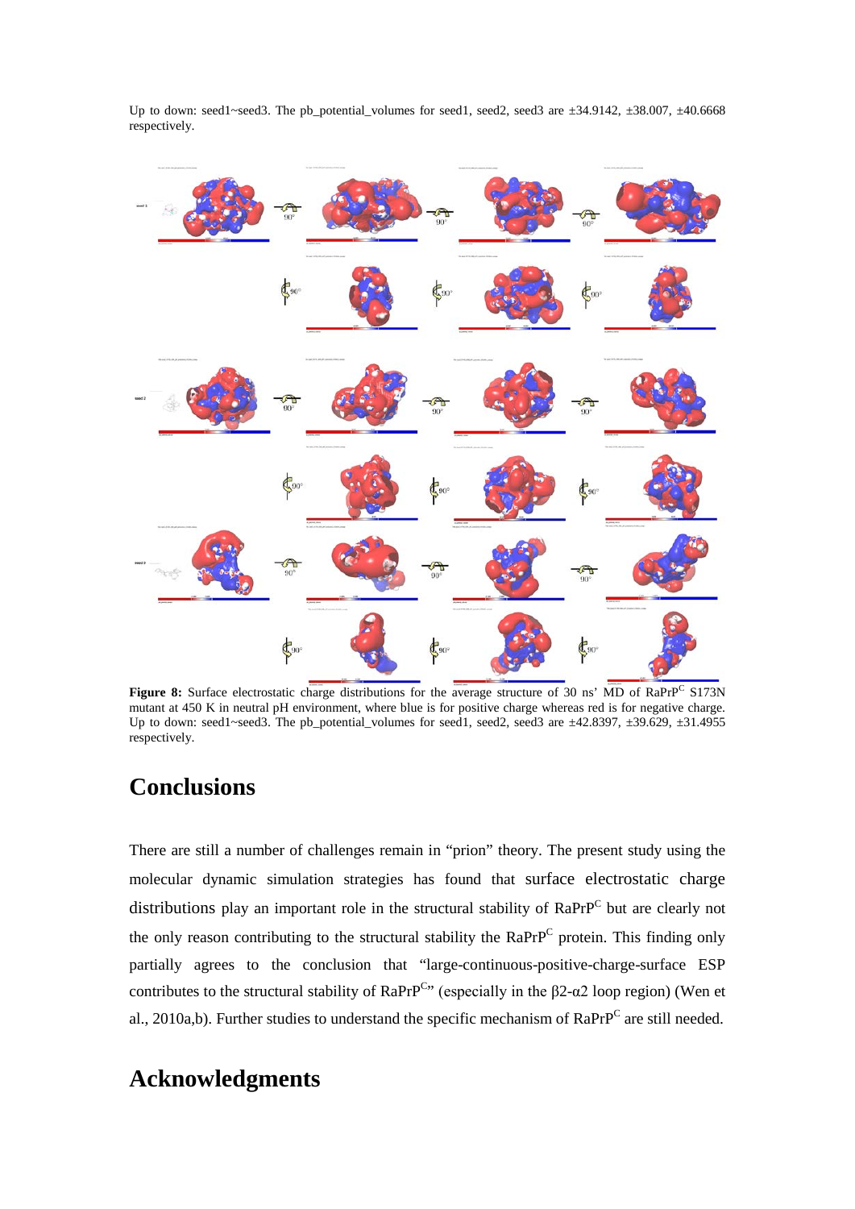Up to down: seed1~seed3. The pb_potential_volumes for seed1, seed2, seed3 are ±34.9142, ±38.007, ±40.6668 respectively.

**Figure 8:** Surface electrostatic charge distributions for the average structure of 30 ns' MD of RaPrP$^{C}$ S173N mutant at 450 K in neutral pH environment, where blue is for positive charge whereas red is for negative charge. Up to down: seed1~seed3. The pb_potential_volumes for seed1, seed2, seed3 are ±42.8397, ±39.629, ±31.4955 respectively.

# Conclusions

There are still a number of challenges remain in "prion" theory. The present study using the molecular dynamic simulation strategies has found that surface electrostatic charge distributions play an important role in the structural stability of RaPrP$^{C}$ but are clearly not the only reason contributing to the structural stability the RaPrP$^{C}$ protein. This finding only partially agrees to the conclusion that "large-continuous-positive-charge-surface ESP contributes to the structural stability of RaPrP$^{C}$" (especially in the β2-α2 loop region) (Wen et al., 2010a,b). Further studies to understand the specific mechanism of RaPrP$^{C}$ are still needed.

# Acknowledgments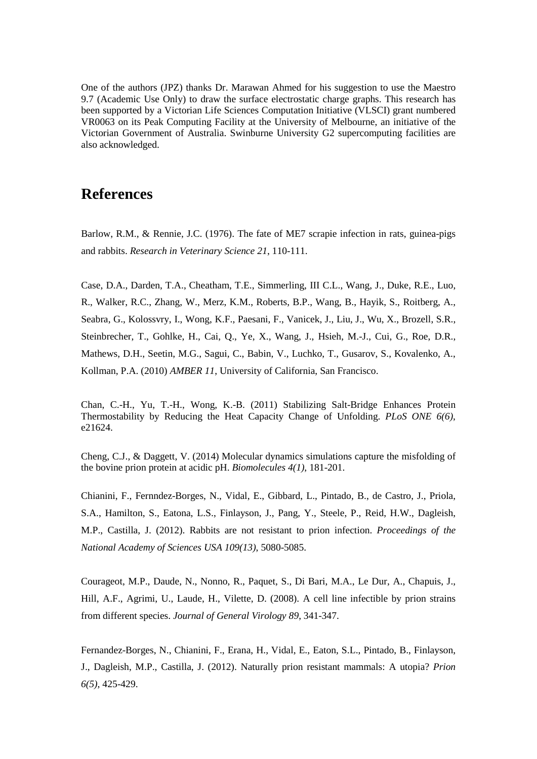One of the authors (JPZ) thanks Dr. Marawan Ahmed for his suggestion to use the Maestro 9.7 (Academic Use Only) to draw the surface electrostatic charge graphs. This research has been supported by a Victorian Life Sciences Computation Initiative (VLSCI) grant numbered VR0063 on its Peak Computing Facility at the University of Melbourne, an initiative of the Victorian Government of Australia. Swinburne University G2 supercomputing facilities are also acknowledged.

# References

Barlow, R.M., & Rennie, J.C. (1976). The fate of ME7 scrapie infection in rats, guinea-pigs and rabbits. *Research in Veterinary Science 21*, 110-111.

Case, D.A., Darden, T.A., Cheatham, T.E., Simmerling, III C.L., Wang, J., Duke, R.E., Luo, R., Walker, R.C., Zhang, W., Merz, K.M., Roberts, B.P., Wang, B., Hayik, S., Roitberg, A., Seabra, G., Kolossvry, I., Wong, K.F., Paesani, F., Vanicek, J., Liu, J., Wu, X., Brozell, S.R., Steinbrecher, T., Gohlke, H., Cai, Q., Ye, X., Wang, J., Hsieh, M.-J., Cui, G., Roe, D.R., Mathews, D.H., Seetin, M.G., Sagui, C., Babin, V., Luchko, T., Gusarov, S., Kovalenko, A., Kollman, P.A. (2010) *AMBER 11*, University of California, San Francisco.

Chan, C.-H., Yu, T.-H., Wong, K.-B. (2011) Stabilizing Salt-Bridge Enhances Protein Thermostability by Reducing the Heat Capacity Change of Unfolding. *PLoS ONE 6(6)*, e21624.

Cheng, C.J., & Daggett, V. (2014) Molecular dynamics simulations capture the misfolding of the bovine prion protein at acidic pH. *Biomolecules 4(1)*, 181-201.

Chianini, F., Fernndez-Borges, N., Vidal, E., Gibbard, L., Pintado, B., de Castro, J., Priola, S.A., Hamilton, S., Eatona, L.S., Finlayson, J., Pang, Y., Steele, P., Reid, H.W., Dagleish, M.P., Castilla, J. (2012). Rabbits are not resistant to prion infection. *Proceedings of the National Academy of Sciences USA 109(13)*, 5080-5085.

Courageot, M.P., Daude, N., Nonno, R., Paquet, S., Di Bari, M.A., Le Dur, A., Chapuis, J., Hill, A.F., Agrimi, U., Laude, H., Vilette, D. (2008). A cell line infectible by prion strains from different species. *Journal of General Virology 89*, 341-347.

Fernandez-Borges, N., Chianini, F., Erana, H., Vidal, E., Eaton, S.L., Pintado, B., Finlayson, J., Dagleish, M.P., Castilla, J. (2012). Naturally prion resistant mammals: A utopia? *Prion 6(5)*, 425-429.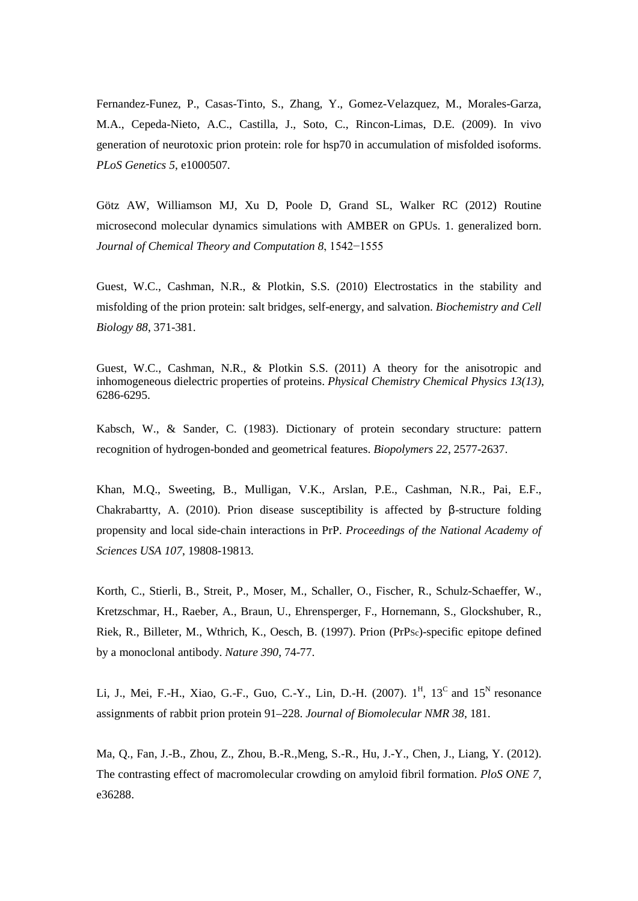Fernandez-Funez, P., Casas-Tinto, S., Zhang, Y., Gomez-Velazquez, M., Morales-Garza, M.A., Cepeda-Nieto, A.C., Castilla, J., Soto, C., Rincon-Limas, D.E. (2009). In vivo generation of neurotoxic prion protein: role for hsp70 in accumulation of misfolded isoforms. *PLoS Genetics 5*, e1000507.

Götz AW, Williamson MJ, Xu D, Poole D, Grand SL, Walker RC (2012) Routine microsecond molecular dynamics simulations with AMBER on GPUs. 1. generalized born. *Journal of Chemical Theory and Computation 8*, 1542−1555

Guest, W.C., Cashman, N.R., & Plotkin, S.S. (2010) Electrostatics in the stability and misfolding of the prion protein: salt bridges, self-energy, and salvation. *Biochemistry and Cell Biology 88*, 371-381.

Guest, W.C., Cashman, N.R., & Plotkin S.S. (2011) A theory for the anisotropic and inhomogeneous dielectric properties of proteins. *Physical Chemistry Chemical Physics 13(13)*, 6286-6295.

Kabsch, W., & Sander, C. (1983). Dictionary of protein secondary structure: pattern recognition of hydrogen-bonded and geometrical features. *Biopolymers 22*, 2577-2637.

Khan, M.Q., Sweeting, B., Mulligan, V.K., Arslan, P.E., Cashman, N.R., Pai, E.F., Chakrabartty, A. (2010). Prion disease susceptibility is affected by β-structure folding propensity and local side-chain interactions in PrP. *Proceedings of the National Academy of Sciences USA 107*, 19808-19813.

Korth, C., Stierli, B., Streit, P., Moser, M., Schaller, O., Fischer, R., Schulz-Schaeffer, W., Kretzschmar, H., Raeber, A., Braun, U., Ehrensperger, F., Hornemann, S., Glockshuber, R., Riek, R., Billeter, M., Wthrich, K., Oesch, B. (1997). Prion ($PrP^{Sc}$)-specific epitope defined by a monoclonal antibody. *Nature 390*, 74-77.

Li, J., Mei, F.-H., Xiao, G.-F., Guo, C.-Y., Lin, D.-H. (2007). $1^{H}$, $13^{C}$ and $15^{N}$ resonance assignments of rabbit prion protein 91–228. *Journal of Biomolecular NMR 38*, 181.

Ma, Q., Fan, J.-B., Zhou, Z., Zhou, B.-R.,Meng, S.-R., Hu, J.-Y., Chen, J., Liang, Y. (2012). The contrasting effect of macromolecular crowding on amyloid fibril formation. *PloS ONE 7*, e36288.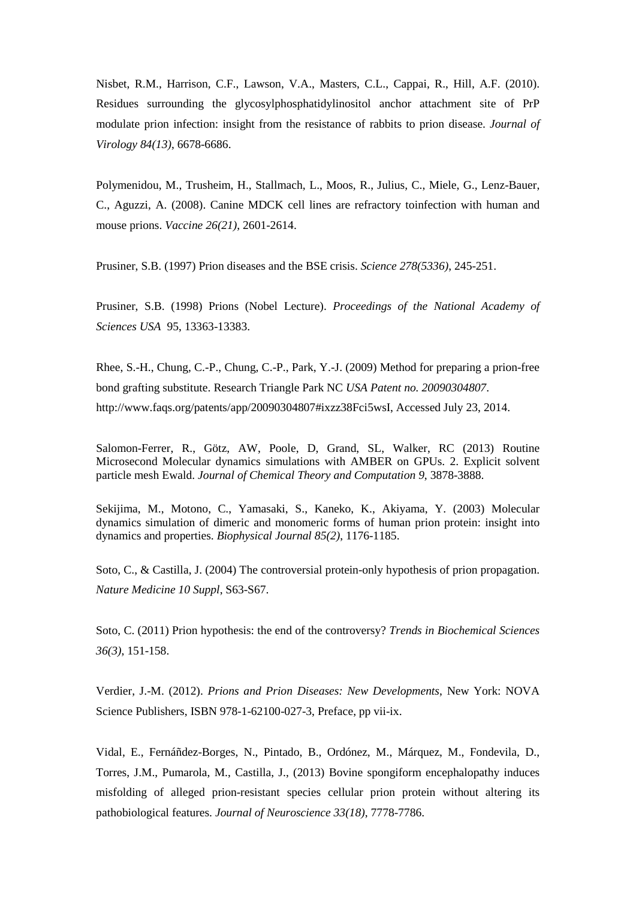Nisbet, R.M., Harrison, C.F., Lawson, V.A., Masters, C.L., Cappai, R., Hill, A.F. (2010). Residues surrounding the glycosylphosphatidylinositol anchor attachment site of PrP modulate prion infection: insight from the resistance of rabbits to prion disease. *Journal of Virology 84(13)*, 6678-6686.

Polymenidou, M., Trusheim, H., Stallmach, L., Moos, R., Julius, C., Miele, G., Lenz-Bauer, C., Aguzzi, A. (2008). Canine MDCK cell lines are refractory toinfection with human and mouse prions. *Vaccine 26(21)*, 2601-2614.

Prusiner, S.B. (1997) Prion diseases and the BSE crisis. *Science 278(5336)*, 245-251.

Prusiner, S.B. (1998) Prions (Nobel Lecture). *Proceedings of the National Academy of Sciences USA* 95, 13363-13383.

Rhee, S.-H., Chung, C.-P., Chung, C.-P., Park, Y.-J. (2009) Method for preparing a prion-free bond grafting substitute. Research Triangle Park NC *USA Patent no. 20090304807*. http://www.faqs.org/patents/app/20090304807#ixzz38Fci5wsI, Accessed July 23, 2014.

Salomon-Ferrer, R., Götz, AW, Poole, D, Grand, SL, Walker, RC (2013) Routine Microsecond Molecular dynamics simulations with AMBER on GPUs. 2. Explicit solvent particle mesh Ewald. *Journal of Chemical Theory and Computation 9*, 3878-3888.

Sekijima, M., Motono, C., Yamasaki, S., Kaneko, K., Akiyama, Y. (2003) Molecular dynamics simulation of dimeric and monomeric forms of human prion protein: insight into dynamics and properties. *Biophysical Journal 85(2)*, 1176-1185.

Soto, C., & Castilla, J. (2004) The controversial protein-only hypothesis of prion propagation. *Nature Medicine 10 Suppl*, S63-S67.

Soto, C. (2011) Prion hypothesis: the end of the controversy? *Trends in Biochemical Sciences 36(3)*, 151-158.

Verdier, J.-M. (2012). *Prions and Prion Diseases: New Developments*, New York: NOVA Science Publishers, ISBN 978-1-62100-027-3, Preface, pp vii-ix.

Vidal, E., Fernáñdez-Borges, N., Pintado, B., Ordónez, M., Márquez, M., Fondevila, D., Torres, J.M., Pumarola, M., Castilla, J., (2013) Bovine spongiform encephalopathy induces misfolding of alleged prion-resistant species cellular prion protein without altering its pathobiological features. *Journal of Neuroscience 33(18)*, 7778-7786.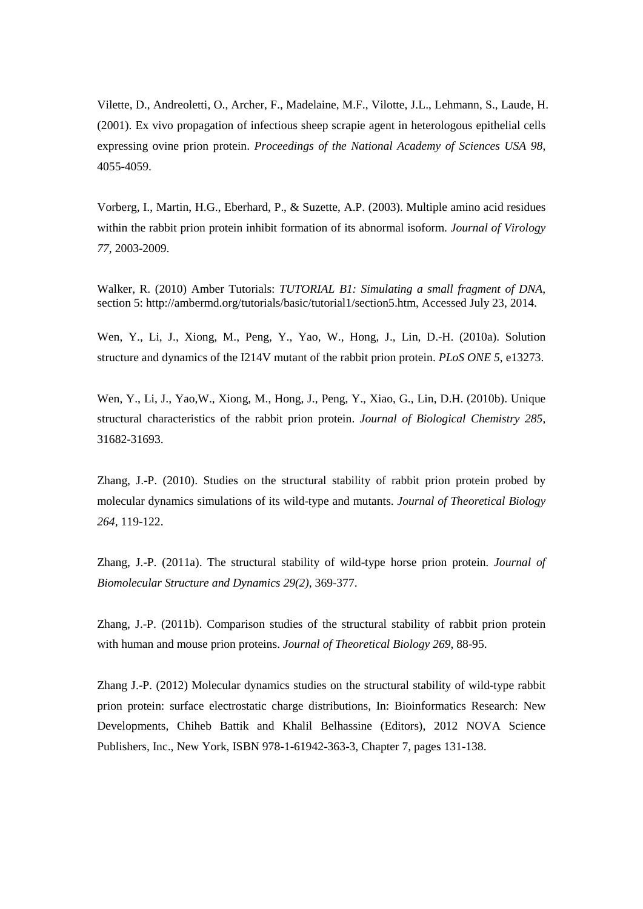Vilette, D., Andreoletti, O., Archer, F., Madelaine, M.F., Vilotte, J.L., Lehmann, S., Laude, H. (2001). Ex vivo propagation of infectious sheep scrapie agent in heterologous epithelial cells expressing ovine prion protein. *Proceedings of the National Academy of Sciences USA 98*, 4055-4059.

Vorberg, I., Martin, H.G., Eberhard, P., & Suzette, A.P. (2003). Multiple amino acid residues within the rabbit prion protein inhibit formation of its abnormal isoform. *Journal of Virology 77*, 2003-2009.

Walker, R. (2010) Amber Tutorials: *TUTORIAL B1: Simulating a small fragment of DNA*, section 5: http://ambermd.org/tutorials/basic/tutorial1/section5.htm, Accessed July 23, 2014.

Wen, Y., Li, J., Xiong, M., Peng, Y., Yao, W., Hong, J., Lin, D.-H. (2010a). Solution structure and dynamics of the I214V mutant of the rabbit prion protein. *PLoS ONE 5*, e13273.

Wen, Y., Li, J., Yao,W., Xiong, M., Hong, J., Peng, Y., Xiao, G., Lin, D.H. (2010b). Unique structural characteristics of the rabbit prion protein. *Journal of Biological Chemistry 285*, 31682-31693.

Zhang, J.-P. (2010). Studies on the structural stability of rabbit prion protein probed by molecular dynamics simulations of its wild-type and mutants. *Journal of Theoretical Biology 264*, 119-122.

Zhang, J.-P. (2011a). The structural stability of wild-type horse prion protein. *Journal of Biomolecular Structure and Dynamics 29(2)*, 369-377.

Zhang, J.-P. (2011b). Comparison studies of the structural stability of rabbit prion protein with human and mouse prion proteins. *Journal of Theoretical Biology 269*, 88-95.

Zhang J.-P. (2012) Molecular dynamics studies on the structural stability of wild-type rabbit prion protein: surface electrostatic charge distributions, In: Bioinformatics Research: New Developments, Chiheb Battik and Khalil Belhassine (Editors), 2012 NOVA Science Publishers, Inc., New York, ISBN 978-1-61942-363-3, Chapter 7, pages 131-138.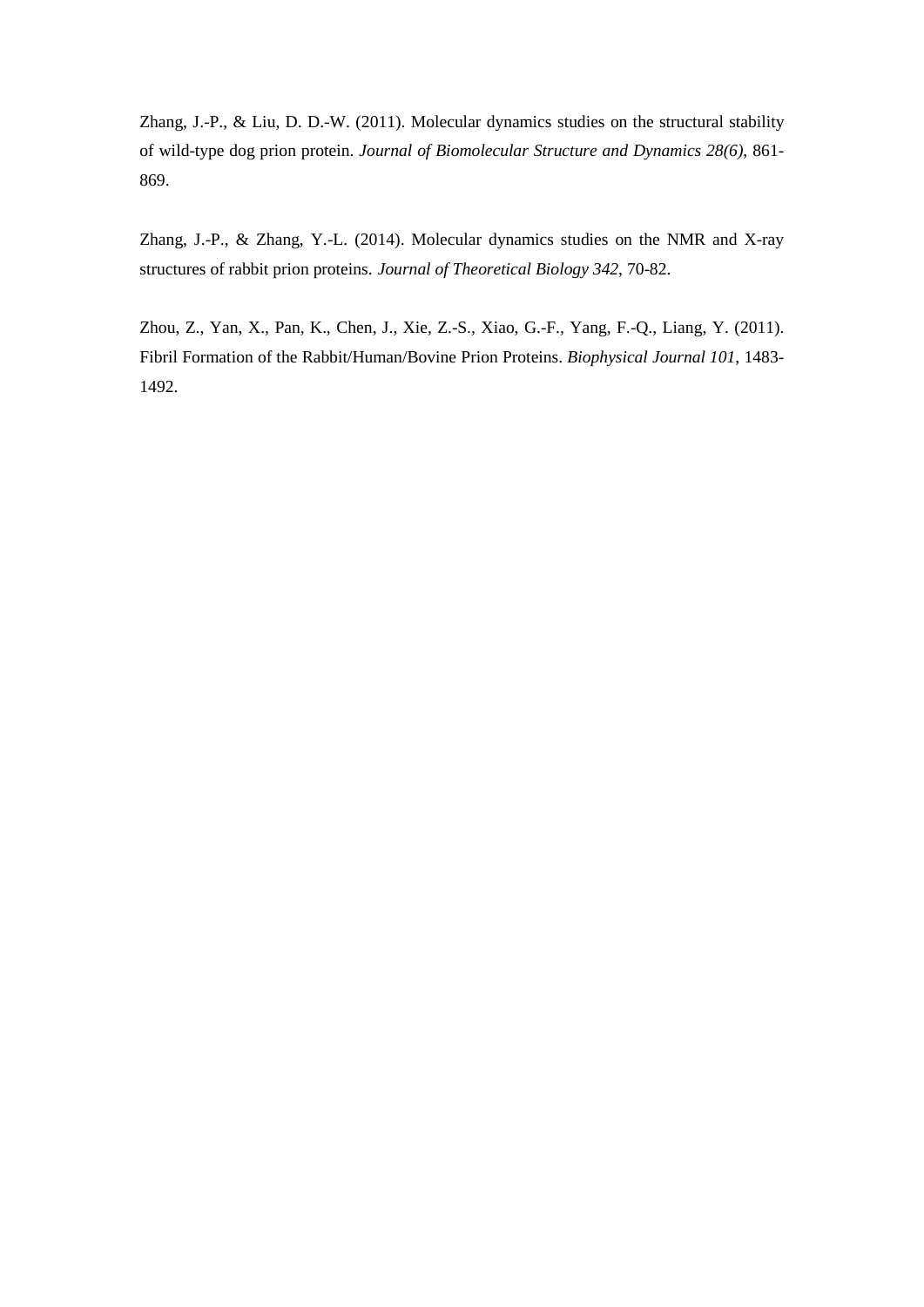Zhang, J.-P., & Liu, D. D.-W. (2011). Molecular dynamics studies on the structural stability of wild-type dog prion protein. *Journal of Biomolecular Structure and Dynamics 28(6)*, 861-869.

Zhang, J.-P., & Zhang, Y.-L. (2014). Molecular dynamics studies on the NMR and X-ray structures of rabbit prion proteins. *Journal of Theoretical Biology 342*, 70-82.

Zhou, Z., Yan, X., Pan, K., Chen, J., Xie, Z.-S., Xiao, G.-F., Yang, F.-Q., Liang, Y. (2011). Fibril Formation of the Rabbit/Human/Bovine Prion Proteins. *Biophysical Journal 101*, 1483-1492.